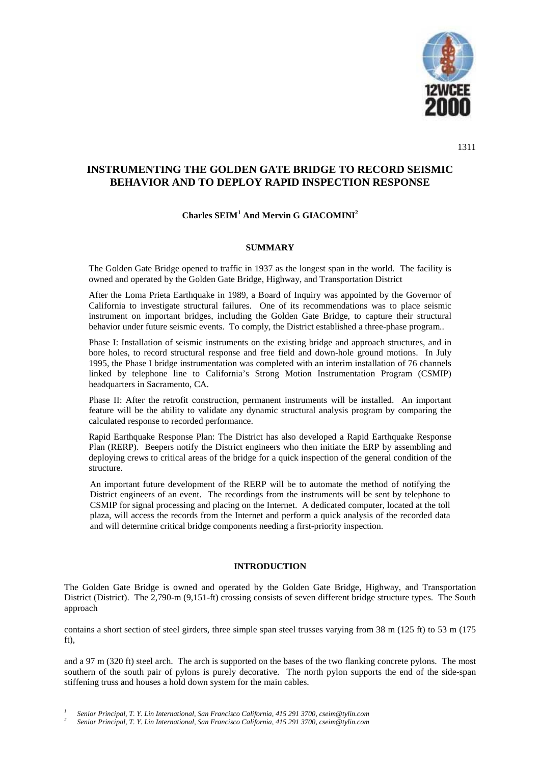# INSTRUMENTING THE GOLDEN GATE BRIDGE TO RECORD SEISMIC BEHAVIOR AND TO DEPLOY RAPID INSPECTION RESPONSE

**Charles SEIM[1] And Mervin G GIACOMINI[2]**

## SUMMARY

The Golden Gate Bridge opened to traffic in 1937 as the longest span in the world. The facility is owned and operated by the Golden Gate Bridge, Highway, and Transportation District

After the Loma Prieta Earthquake in 1989, a Board of Inquiry was appointed by the Governor of California to investigate structural failures. One of its recommendations was to place seismic instrument on important bridges, including the Golden Gate Bridge, to capture their structural behavior under future seismic events. To comply, the District established a three-phase program..

Phase I: Installation of seismic instruments on the existing bridge and approach structures, and in bore holes, to record structural response and free field and down-hole ground motions. In July 1995, the Phase I bridge instrumentation was completed with an interim installation of 76 channels linked by telephone line to California's Strong Motion Instrumentation Program (CSMIP) headquarters in Sacramento, CA.

Phase II: After the retrofit construction, permanent instruments will be installed. An important feature will be the ability to validate any dynamic structural analysis program by comparing the calculated response to recorded performance.

Rapid Earthquake Response Plan: The District has also developed a Rapid Earthquake Response Plan (RERP). Beepers notify the District engineers who then initiate the ERP by assembling and deploying crews to critical areas of the bridge for a quick inspection of the general condition of the structure.

An important future development of the RERP will be to automate the method of notifying the District engineers of an event. The recordings from the instruments will be sent by telephone to CSMIP for signal processing and placing on the Internet. A dedicated computer, located at the toll plaza, will access the records from the Internet and perform a quick analysis of the recorded data and will determine critical bridge components needing a first-priority inspection.

## INTRODUCTION

The Golden Gate Bridge is owned and operated by the Golden Gate Bridge, Highway, and Transportation District (District). The 2,790-m (9,151-ft) crossing consists of seven different bridge structure types. The South approach

contains a short section of steel girders, three simple span steel trusses varying from 38 m (125 ft) to 53 m (175 ft),

and a 97 m (320 ft) steel arch. The arch is supported on the bases of the two flanking concrete pylons. The most southern of the south pair of pylons is purely decorative. The north pylon supports the end of the side-span stiffening truss and houses a hold down system for the main cables.

[1] *Senior Principal, T. Y. Lin International, San Francisco California, 415 291 3700, cseim@tylin.com*

[2] *Senior Principal, T. Y. Lin International, San Francisco California, 415 291 3700, cseim@tylin.com*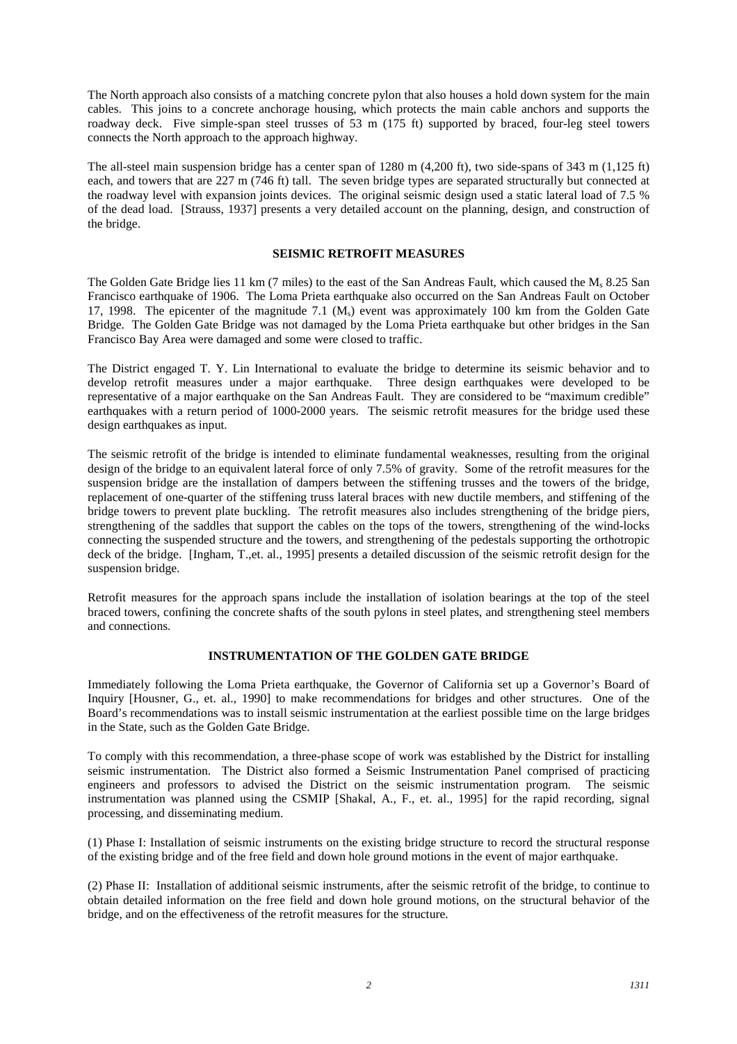The North approach also consists of a matching concrete pylon that also houses a hold down system for the main cables. This joins to a concrete anchorage housing, which protects the main cable anchors and supports the roadway deck. Five simple-span steel trusses of 53 m (175 ft) supported by braced, four-leg steel towers connects the North approach to the approach highway.

The all-steel main suspension bridge has a center span of 1280 m (4,200 ft), two side-spans of 343 m (1,125 ft) each, and towers that are 227 m (746 ft) tall. The seven bridge types are separated structurally but connected at the roadway level with expansion joints devices. The original seismic design used a static lateral load of 7.5 % of the dead load. [Strauss, 1937] presents a very detailed account on the planning, design, and construction of the bridge.

## SEISMIC RETROFIT MEASURES

The Golden Gate Bridge lies 11 km (7 miles) to the east of the San Andreas Fault, which caused the $M_s$ 8.25 San Francisco earthquake of 1906. The Loma Prieta earthquake also occurred on the San Andreas Fault on October 17, 1998. The epicenter of the magnitude 7.1 ($M_s$) event was approximately 100 km from the Golden Gate Bridge. The Golden Gate Bridge was not damaged by the Loma Prieta earthquake but other bridges in the San Francisco Bay Area were damaged and some were closed to traffic.

The District engaged T. Y. Lin International to evaluate the bridge to determine its seismic behavior and to develop retrofit measures under a major earthquake. Three design earthquakes were developed to be representative of a major earthquake on the San Andreas Fault. They are considered to be "maximum credible" earthquakes with a return period of 1000-2000 years. The seismic retrofit measures for the bridge used these design earthquakes as input.

The seismic retrofit of the bridge is intended to eliminate fundamental weaknesses, resulting from the original design of the bridge to an equivalent lateral force of only 7.5% of gravity. Some of the retrofit measures for the suspension bridge are the installation of dampers between the stiffening trusses and the towers of the bridge, replacement of one-quarter of the stiffening truss lateral braces with new ductile members, and stiffening of the bridge towers to prevent plate buckling. The retrofit measures also includes strengthening of the bridge piers, strengthening of the saddles that support the cables on the tops of the towers, strengthening of the wind-locks connecting the suspended structure and the towers, and strengthening of the pedestals supporting the orthotropic deck of the bridge. [Ingham, T.,et. al., 1995] presents a detailed discussion of the seismic retrofit design for the suspension bridge.

Retrofit measures for the approach spans include the installation of isolation bearings at the top of the steel braced towers, confining the concrete shafts of the south pylons in steel plates, and strengthening steel members and connections.

## INSTRUMENTATION OF THE GOLDEN GATE BRIDGE

Immediately following the Loma Prieta earthquake, the Governor of California set up a Governor's Board of Inquiry [Housner, G., et. al., 1990] to make recommendations for bridges and other structures. One of the Board's recommendations was to install seismic instrumentation at the earliest possible time on the large bridges in the State, such as the Golden Gate Bridge.

To comply with this recommendation, a three-phase scope of work was established by the District for installing seismic instrumentation. The District also formed a Seismic Instrumentation Panel comprised of practicing engineers and professors to advised the District on the seismic instrumentation program. The seismic instrumentation was planned using the CSMIP [Shakal, A., F., et. al., 1995] for the rapid recording, signal processing, and disseminating medium.

(1) Phase I: Installation of seismic instruments on the existing bridge structure to record the structural response of the existing bridge and of the free field and down hole ground motions in the event of major earthquake.

(2) Phase II: Installation of additional seismic instruments, after the seismic retrofit of the bridge, to continue to obtain detailed information on the free field and down hole ground motions, on the structural behavior of the bridge, and on the effectiveness of the retrofit measures for the structure.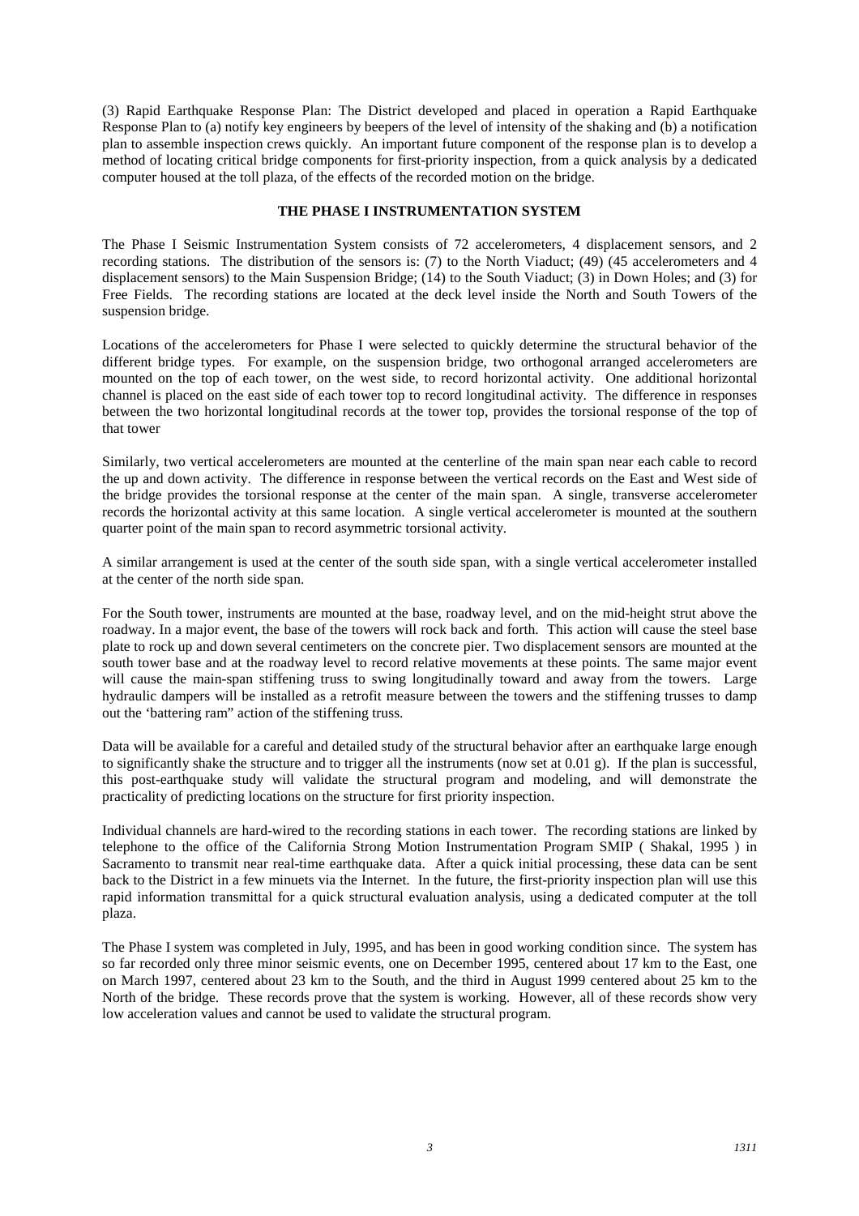(3) Rapid Earthquake Response Plan: The District developed and placed in operation a Rapid Earthquake Response Plan to (a) notify key engineers by beepers of the level of intensity of the shaking and (b) a notification plan to assemble inspection crews quickly. An important future component of the response plan is to develop a method of locating critical bridge components for first-priority inspection, from a quick analysis by a dedicated computer housed at the toll plaza, of the effects of the recorded motion on the bridge.

## THE PHASE I INSTRUMENTATION SYSTEM

The Phase I Seismic Instrumentation System consists of 72 accelerometers, 4 displacement sensors, and 2 recording stations. The distribution of the sensors is: (7) to the North Viaduct; (49) (45 accelerometers and 4 displacement sensors) to the Main Suspension Bridge; (14) to the South Viaduct; (3) in Down Holes; and (3) for Free Fields. The recording stations are located at the deck level inside the North and South Towers of the suspension bridge.

Locations of the accelerometers for Phase I were selected to quickly determine the structural behavior of the different bridge types. For example, on the suspension bridge, two orthogonal arranged accelerometers are mounted on the top of each tower, on the west side, to record horizontal activity. One additional horizontal channel is placed on the east side of each tower top to record longitudinal activity. The difference in responses between the two horizontal longitudinal records at the tower top, provides the torsional response of the top of that tower

Similarly, two vertical accelerometers are mounted at the centerline of the main span near each cable to record the up and down activity. The difference in response between the vertical records on the East and West side of the bridge provides the torsional response at the center of the main span. A single, transverse accelerometer records the horizontal activity at this same location. A single vertical accelerometer is mounted at the southern quarter point of the main span to record asymmetric torsional activity.

A similar arrangement is used at the center of the south side span, with a single vertical accelerometer installed at the center of the north side span.

For the South tower, instruments are mounted at the base, roadway level, and on the mid-height strut above the roadway. In a major event, the base of the towers will rock back and forth. This action will cause the steel base plate to rock up and down several centimeters on the concrete pier. Two displacement sensors are mounted at the south tower base and at the roadway level to record relative movements at these points. The same major event will cause the main-span stiffening truss to swing longitudinally toward and away from the towers. Large hydraulic dampers will be installed as a retrofit measure between the towers and the stiffening trusses to damp out the 'battering ram" action of the stiffening truss.

Data will be available for a careful and detailed study of the structural behavior after an earthquake large enough to significantly shake the structure and to trigger all the instruments (now set at 0.01 g). If the plan is successful, this post-earthquake study will validate the structural program and modeling, and will demonstrate the practicality of predicting locations on the structure for first priority inspection.

Individual channels are hard-wired to the recording stations in each tower. The recording stations are linked by telephone to the office of the California Strong Motion Instrumentation Program SMIP ( Shakal, 1995 ) in Sacramento to transmit near real-time earthquake data. After a quick initial processing, these data can be sent back to the District in a few minuets via the Internet. In the future, the first-priority inspection plan will use this rapid information transmittal for a quick structural evaluation analysis, using a dedicated computer at the toll plaza.

The Phase I system was completed in July, 1995, and has been in good working condition since. The system has so far recorded only three minor seismic events, one on December 1995, centered about 17 km to the East, one on March 1997, centered about 23 km to the South, and the third in August 1999 centered about 25 km to the North of the bridge. These records prove that the system is working. However, all of these records show very low acceleration values and cannot be used to validate the structural program.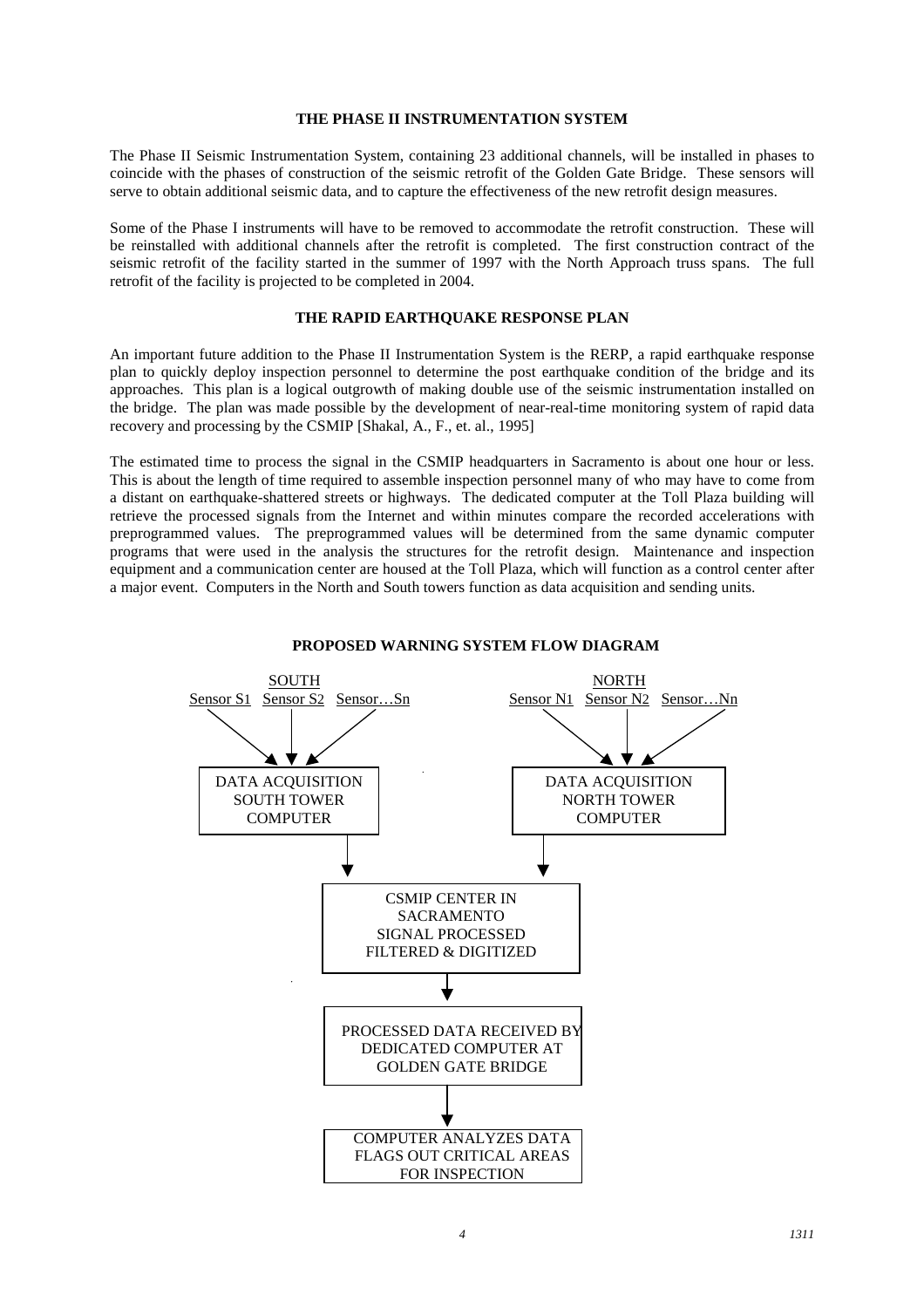## THE PHASE II INSTRUMENTATION SYSTEM

The Phase II Seismic Instrumentation System, containing 23 additional channels, will be installed in phases to coincide with the phases of construction of the seismic retrofit of the Golden Gate Bridge. These sensors will serve to obtain additional seismic data, and to capture the effectiveness of the new retrofit design measures.

Some of the Phase I instruments will have to be removed to accommodate the retrofit construction. These will be reinstalled with additional channels after the retrofit is completed. The first construction contract of the seismic retrofit of the facility started in the summer of 1997 with the North Approach truss spans. The full retrofit of the facility is projected to be completed in 2004.

## THE RAPID EARTHQUAKE RESPONSE PLAN

An important future addition to the Phase II Instrumentation System is the RERP, a rapid earthquake response plan to quickly deploy inspection personnel to determine the post earthquake condition of the bridge and its approaches. This plan is a logical outgrowth of making double use of the seismic instrumentation installed on the bridge. The plan was made possible by the development of near-real-time monitoring system of rapid data recovery and processing by the CSMIP [Shakal, A., F., et. al., 1995]

The estimated time to process the signal in the CSMIP headquarters in Sacramento is about one hour or less. This is about the length of time required to assemble inspection personnel many of who may have to come from a distant on earthquake-shattered streets or highways. The dedicated computer at the Toll Plaza building will retrieve the processed signals from the Internet and within minutes compare the recorded accelerations with preprogrammed values. The preprogrammed values will be determined from the same dynamic computer programs that were used in the analysis the structures for the retrofit design. Maintenance and inspection equipment and a communication center are housed at the Toll Plaza, which will function as a control center after a major event. Computers in the North and South towers function as data acquisition and sending units.

## PROPOSED WARNING SYSTEM FLOW DIAGRAM

SOUTH: Sensor S1, Sensor S2, Sensor…Sn → DATA ACQUISITION SOUTH TOWER COMPUTER

NORTH: Sensor N1, Sensor N2, Sensor…Nn → DATA ACQUISITION NORTH TOWER COMPUTER

→ CSMIP CENTER IN SACRAMENTO SIGNAL PROCESSED FILTERED & DIGITIZED

→ PROCESSED DATA RECEIVED BY DEDICATED COMPUTER AT GOLDEN GATE BRIDGE

→ COMPUTER ANALYZES DATA FLAGS OUT CRITICAL AREAS FOR INSPECTION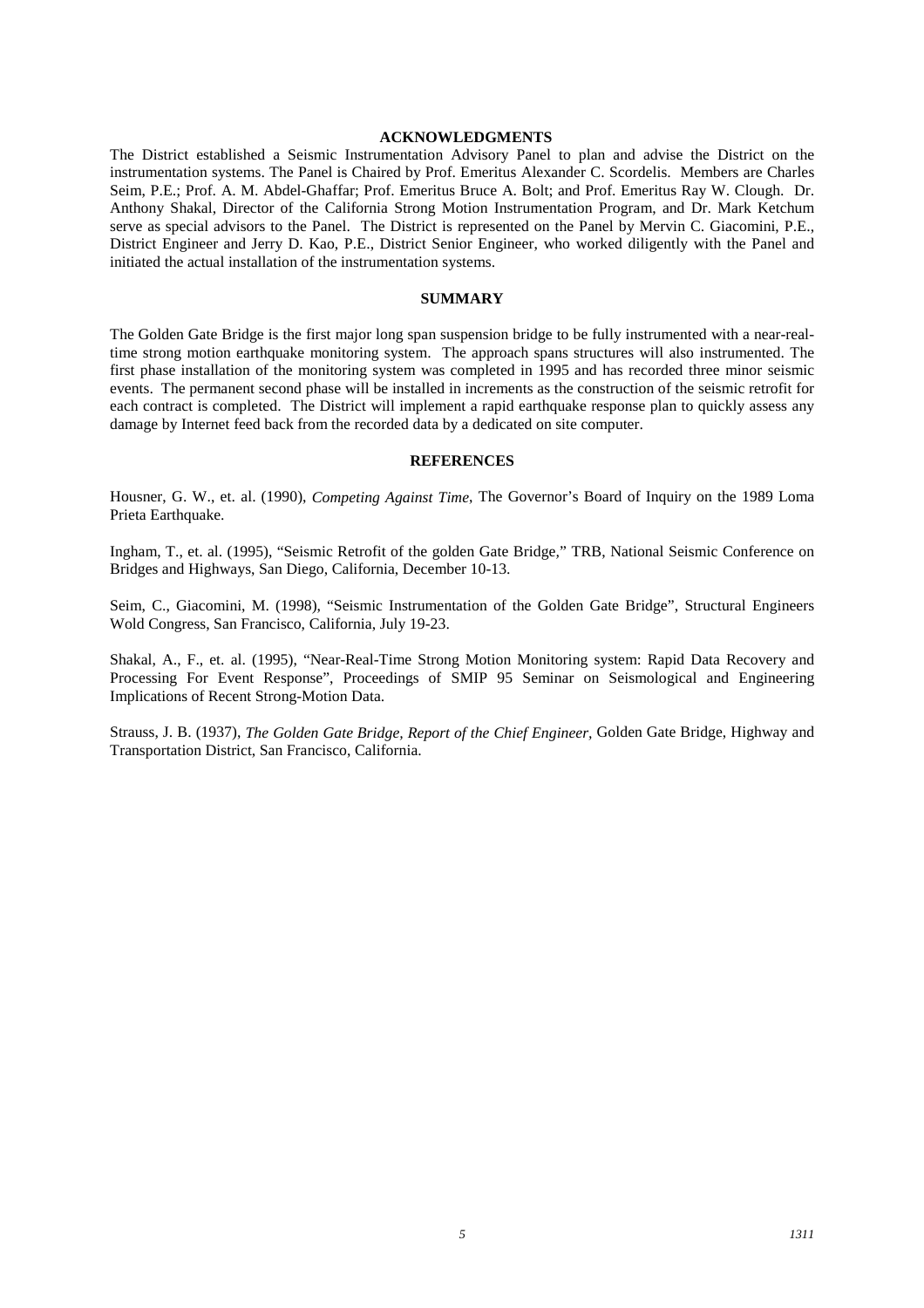## ACKNOWLEDGMENTS

The District established a Seismic Instrumentation Advisory Panel to plan and advise the District on the instrumentation systems. The Panel is Chaired by Prof. Emeritus Alexander C. Scordelis. Members are Charles Seim, P.E.; Prof. A. M. Abdel-Ghaffar; Prof. Emeritus Bruce A. Bolt; and Prof. Emeritus Ray W. Clough. Dr. Anthony Shakal, Director of the California Strong Motion Instrumentation Program, and Dr. Mark Ketchum serve as special advisors to the Panel. The District is represented on the Panel by Mervin C. Giacomini, P.E., District Engineer and Jerry D. Kao, P.E., District Senior Engineer, who worked diligently with the Panel and initiated the actual installation of the instrumentation systems.

## SUMMARY

The Golden Gate Bridge is the first major long span suspension bridge to be fully instrumented with a near-real-time strong motion earthquake monitoring system. The approach spans structures will also instrumented. The first phase installation of the monitoring system was completed in 1995 and has recorded three minor seismic events. The permanent second phase will be installed in increments as the construction of the seismic retrofit for each contract is completed. The District will implement a rapid earthquake response plan to quickly assess any damage by Internet feed back from the recorded data by a dedicated on site computer.

## REFERENCES

Housner, G. W., et. al. (1990), *Competing Against Time*, The Governor's Board of Inquiry on the 1989 Loma Prieta Earthquake.

Ingham, T., et. al. (1995), "Seismic Retrofit of the golden Gate Bridge," TRB, National Seismic Conference on Bridges and Highways, San Diego, California, December 10-13.

Seim, C., Giacomini, M. (1998), "Seismic Instrumentation of the Golden Gate Bridge", Structural Engineers Wold Congress, San Francisco, California, July 19-23.

Shakal, A., F., et. al. (1995), "Near-Real-Time Strong Motion Monitoring system: Rapid Data Recovery and Processing For Event Response", Proceedings of SMIP 95 Seminar on Seismological and Engineering Implications of Recent Strong-Motion Data.

Strauss, J. B. (1937), *The Golden Gate Bridge, Report of the Chief Engineer*, Golden Gate Bridge, Highway and Transportation District, San Francisco, California.